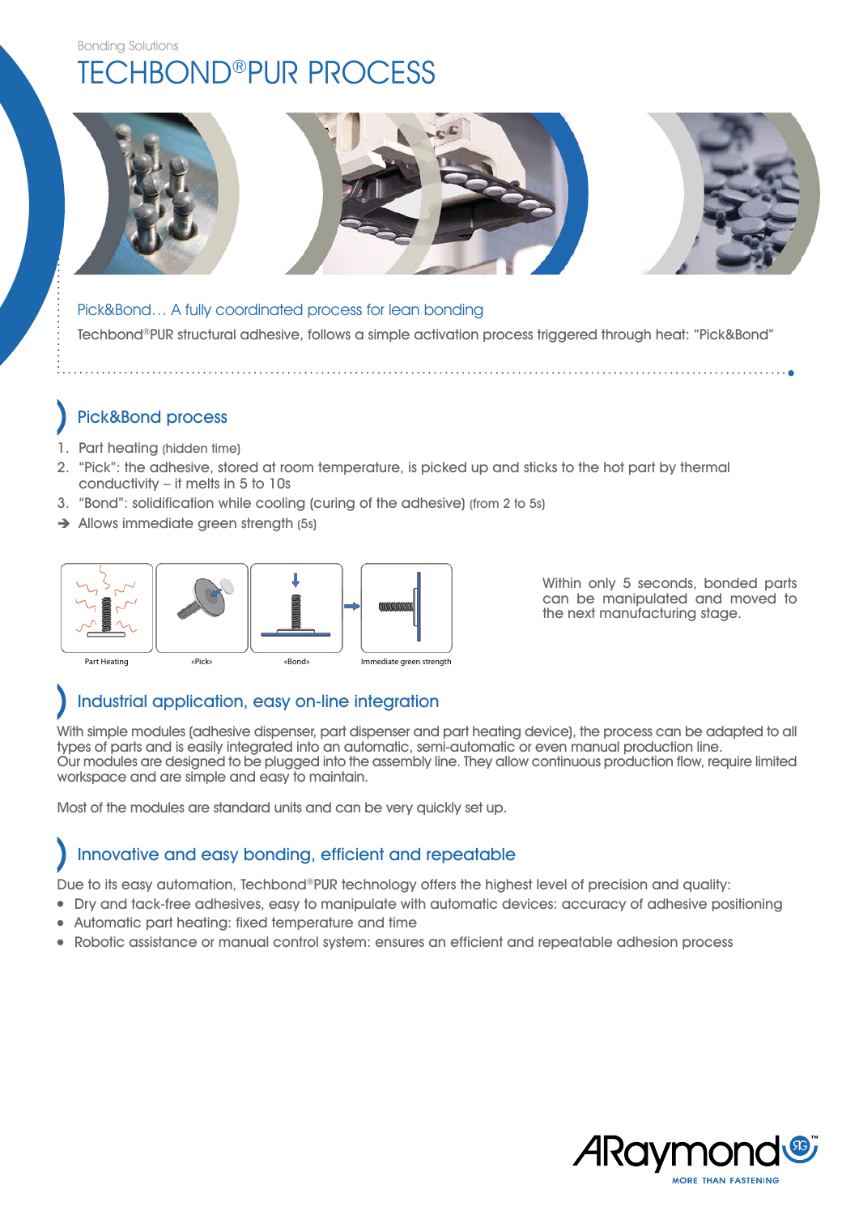Bonding Solutions

# TECHBOND®PUR PROCESS

## Pick&Bond… A fully coordinated process for lean bonding

Techbond®PUR structural adhesive, follows a simple activation process triggered through heat: "Pick&Bond"

## Pick&Bond process

1. Part heating (hidden time)
2. "Pick": the adhesive, stored at room temperature, is picked up and sticks to the hot part by thermal conductivity – it melts in 5 to 10s
3. "Bond": solidification while cooling (curing of the adhesive) (from 2 to 5s)

➔ Allows immediate green strength (5s)

Part Heating | «Pick» | «Bond» | Immediate green strength

Within only 5 seconds, bonded parts can be manipulated and moved to the next manufacturing stage.

## Industrial application, easy on-line integration

With simple modules (adhesive dispenser, part dispenser and part heating device), the process can be adapted to all types of parts and is easily integrated into an automatic, semi-automatic or even manual production line.
Our modules are designed to be plugged into the assembly line. They allow continuous production flow, require limited workspace and are simple and easy to maintain.

Most of the modules are standard units and can be very quickly set up.

## Innovative and easy bonding, efficient and repeatable

Due to its easy automation, Techbond®PUR technology offers the highest level of precision and quality:

- Dry and tack-free adhesives, easy to manipulate with automatic devices: accuracy of adhesive positioning
- Automatic part heating: fixed temperature and time
- Robotic assistance or manual control system: ensures an efficient and repeatable adhesion process

ARaymond™
MORE THAN FASTENING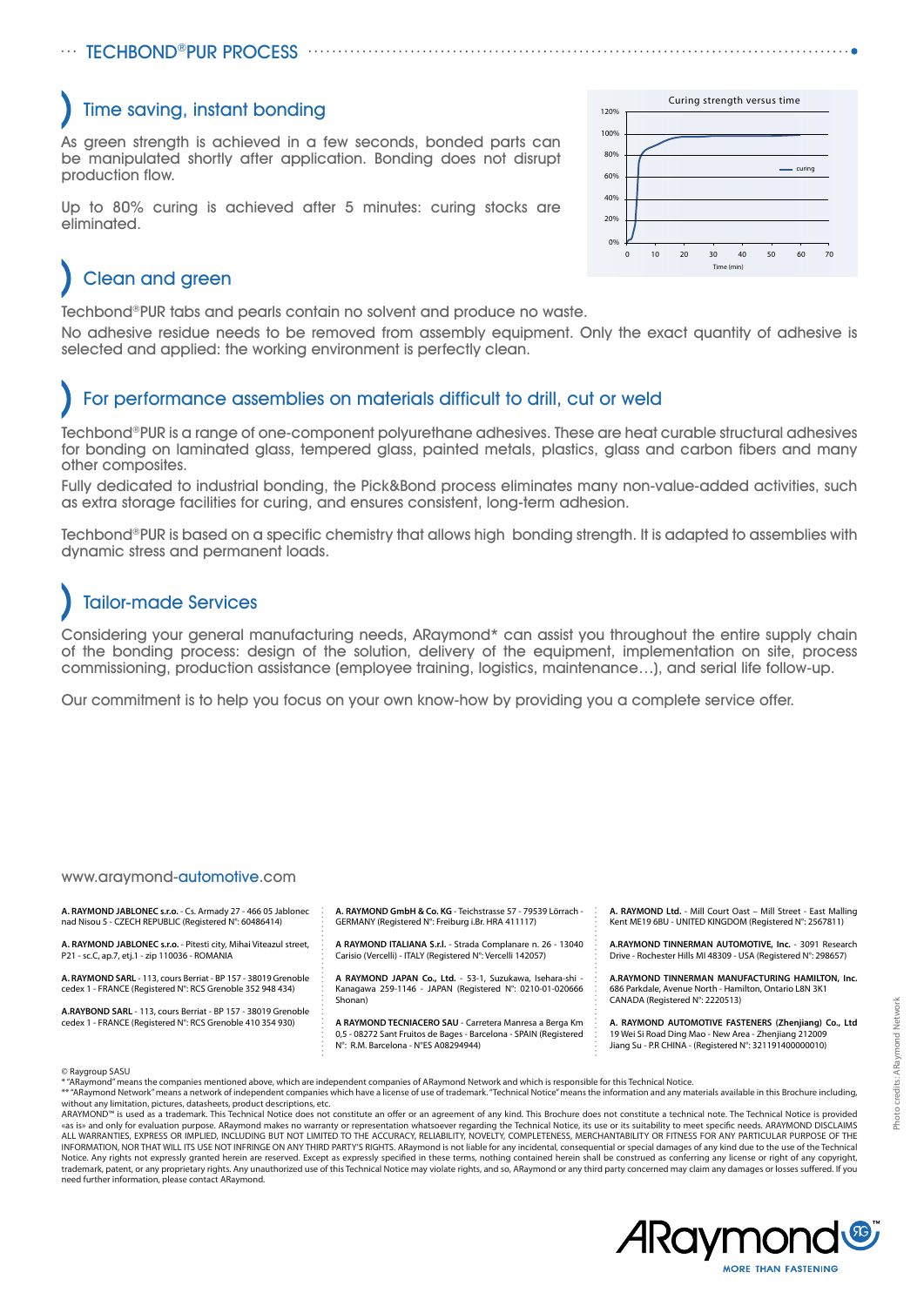## TECHBOND®PUR PROCESS

### Time saving, instant bonding

As green strength is achieved in a few seconds, bonded parts can be manipulated shortly after application. Bonding does not disrupt production flow.

Up to 80% curing is achieved after 5 minutes: curing stocks are eliminated.

Curing strength versus time

120%
100%
80%
60%
40%
20%
0%

curing

0 10 20 30 40 50 60 70

Time (min)

### Clean and green

Techbond®PUR tabs and pearls contain no solvent and produce no waste.

No adhesive residue needs to be removed from assembly equipment. Only the exact quantity of adhesive is selected and applied: the working environment is perfectly clean.

### For performance assemblies on materials difficult to drill, cut or weld

Techbond®PUR is a range of one-component polyurethane adhesives. These are heat curable structural adhesives for bonding on laminated glass, tempered glass, painted metals, plastics, glass and carbon fibers and many other composites.

Fully dedicated to industrial bonding, the Pick&Bond process eliminates many non-value-added activities, such as extra storage facilities for curing, and ensures consistent, long-term adhesion.

Techbond®PUR is based on a specific chemistry that allows high bonding strength. It is adapted to assemblies with dynamic stress and permanent loads.

### Tailor-made Services

Considering your general manufacturing needs, ARaymond* can assist you throughout the entire supply chain of the bonding process: design of the solution, delivery of the equipment, implementation on site, process commissioning, production assistance (employee training, logistics, maintenance…), and serial life follow-up.

Our commitment is to help you focus on your own know-how by providing you a complete service offer.

www.araymond-automotive.com

**A. RAYMOND JABLONEC s.r.o.** - Cs. Armady 27 - 466 05 Jablonec nad Nisou 5 - CZECH REPUBLIC (Registered N°: 60486414)

**A. RAYMOND JABLONEC s.r.o.** - Pitesti city, Mihai Viteazul street, P21 - sc.C, ap.7, etj.1 - zip 110036 - ROMANIA

**A. RAYMOND SARL** - 113, cours Berriat - BP 157 - 38019 Grenoble cedex 1 - FRANCE (Registered N°: RCS Grenoble 352 948 434)

**A.RAYBOND SARL** - 113, cours Berriat - BP 157 - 38019 Grenoble cedex 1 - FRANCE (Registered N°: RCS Grenoble 410 354 930)

**A. RAYMOND GmbH & Co. KG** - Teichstrasse 57 - 79539 Lörrach - GERMANY (Registered N°: Freiburg i.Br. HRA 411117)

**A RAYMOND ITALIANA S.r.l.** - Strada Complanare n. 26 - 13040 Carisio (Vercelli) - ITALY (Registered N°: Vercelli 142057)

**A RAYMOND JAPAN Co., Ltd.** - 53-1, Suzukawa, Isehara-shi - Kanagawa 259-1146 - JAPAN (Registered N°: 0210-01-020666 Shonan)

**A RAYMOND TECNIACERO SAU** - Carretera Manresa a Berga Km 0,5 - 08272 Sant Fruitos de Bages - Barcelona - SPAIN (Registered N°: R.M. Barcelona - N°ES A08294944)

**A. RAYMOND Ltd.** - Mill Court Oast – Mill Street - East Malling Kent ME19 6BU - UNITED KINGDOM (Registered N°: 2567811)

**A.RAYMOND TINNERMAN AUTOMOTIVE, Inc.** - 3091 Research Drive - Rochester Hills MI 48309 - USA (Registered N°: 298657)

**A.RAYMOND TINNERMAN MANUFACTURING HAMILTON, Inc.** 686 Parkdale, Avenue North - Hamilton, Ontario L8N 3K1 CANADA (Registered N°: 2220513)

**A. RAYMOND AUTOMOTIVE FASTENERS (Zhenjiang) Co., Ltd** 19 Wei Si Road Ding Mao - New Area - Zhenjiang 212009 Jiang Su - P.R CHINA - (Registered N°: 321191400000010)

© Raygroup SASU

* "ARaymond" means the companies mentioned above, which are independent companies of ARaymond Network and which is responsible for this Technical Notice.

** "ARaymond Network" means a network of independent companies which have a license of use of trademark. "Technical Notice" means the information and any materials available in this Brochure including, without any limitation, pictures, datasheets, product descriptions, etc.

ARAYMOND™ is used as a trademark. This Technical Notice does not constitute an offer or an agreement of any kind. This Brochure does not constitute a technical note. The Technical Notice is provided «as is» and only for evaluation purpose. ARaymond makes no warranty or representation whatsoever regarding the Technical Notice, its use or its suitability to meet specific needs. ARAYMOND DISCLAIMS ALL WARRANTIES, EXPRESS OR IMPLIED, INCLUDING BUT NOT LIMITED TO THE ACCURACY, RELIABILITY, NOVELTY, COMPLETENESS, MERCHANTABILITY OR FITNESS FOR ANY PARTICULAR PURPOSE OF THE INFORMATION, NOR THAT WILL ITS USE NOT INFRINGE ON ANY THIRD PARTY'S RIGHTS. ARaymond is not liable for any incidental, consequential or special damages of any kind due to the use of the Technical Notice. Any rights not expressly granted herein are reserved. Except as expressly specified in these terms, nothing contained herein shall be construed as conferring any license or right of any copyright, trademark, patent, or any proprietary rights. Any unauthorized use of this Technical Notice may violate rights, and so, ARaymond or any third party concerned may claim any damages or losses suffered. If you need further information, please contact ARaymond.

Photo credits: ARaymond Network

ARaymond™ MORE THAN FASTENING